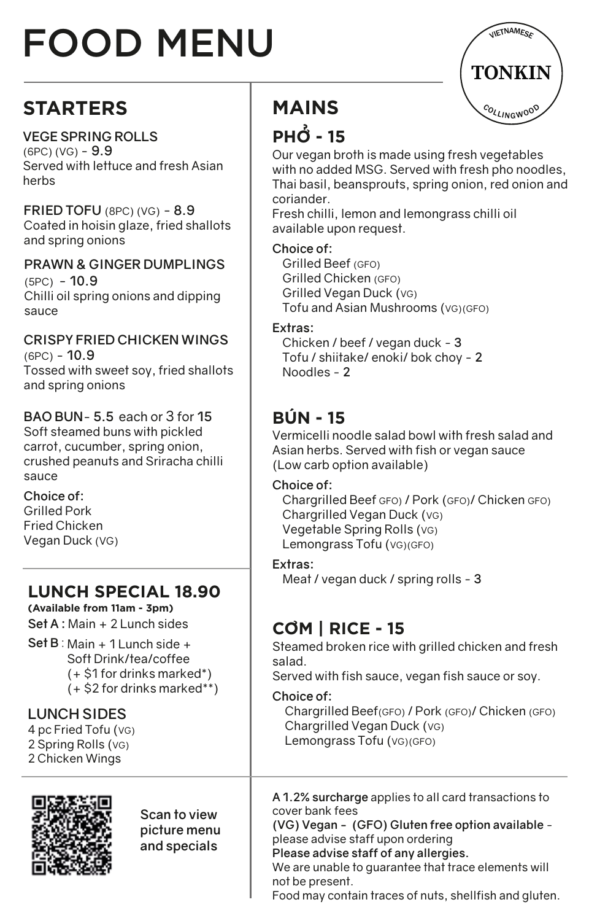# FOOD MENU

VIETNAMESE
**TONKIN**
COLLINGWOOD

## STARTERS

**VEGE SPRING ROLLS** (6PC) (VG) - 9.9
Served with lettuce and fresh Asian herbs

**FRIED TOFU** (8PC) (VG) - 8.9
Coated in hoisin glaze, fried shallots and spring onions

**PRAWN & GINGER DUMPLINGS** (5PC) - 10.9
Chilli oil spring onions and dipping sauce

**CRISPY FRIED CHICKEN WINGS** (6PC) - 10.9
Tossed with sweet soy, fried shallots and spring onions

**BAO BUN** - 5.5 each or 3 for 15
Soft steamed buns with pickled carrot, cucumber, spring onion, crushed peanuts and Sriracha chilli sauce

Choice of:
Grilled Pork
Fried Chicken
Vegan Duck (VG)

## LUNCH SPECIAL 18.90

**(Available from 11am - 3pm)**

Set A : Main + 2 Lunch sides

Set B : Main + 1 Lunch side + Soft Drink/tea/coffee
(+ $1 for drinks marked*)
(+ $2 for drinks marked**)

### LUNCH SIDES

4 pc Fried Tofu (VG)
2 Spring Rolls (VG)
2 Chicken Wings

Scan to view picture menu and specials

## MAINS

### PHỞ - 15

Our vegan broth is made using fresh vegetables with no added MSG. Served with fresh pho noodles, Thai basil, beansprouts, spring onion, red onion and coriander.
Fresh chilli, lemon and lemongrass chilli oil available upon request.

Choice of:
- Grilled Beef (GFO)
- Grilled Chicken (GFO)
- Grilled Vegan Duck (VG)
- Tofu and Asian Mushrooms (VG)(GFO)

Extras:
- Chicken / beef / vegan duck - 3
- Tofu / shiitake/ enoki/ bok choy - 2
- Noodles - 2

### BÚN - 15

Vermicelli noodle salad bowl with fresh salad and Asian herbs. Served with fish or vegan sauce
(Low carb option available)

Choice of:
- Chargrilled Beef GFO) / Pork (GFO)/ Chicken GFO)
- Chargrilled Vegan Duck (VG)
- Vegetable Spring Rolls (VG)
- Lemongrass Tofu (VG)(GFO)

Extras:
- Meat / vegan duck / spring rolls - 3

### CƠM | RICE - 15

Steamed broken rice with grilled chicken and fresh salad.
Served with fish sauce, vegan fish sauce or soy.

Choice of:
- Chargrilled Beef(GFO) / Pork (GFO)/ Chicken (GFO)
- Chargrilled Vegan Duck (VG)
- Lemongrass Tofu (VG)(GFO)

A 1.2% surcharge applies to all card transactions to cover bank fees
(VG) Vegan - (GFO) Gluten free option available - please advise staff upon ordering
**Please advise staff of any allergies.**
We are unable to guarantee that trace elements will not be present.
Food may contain traces of nuts, shellfish and gluten.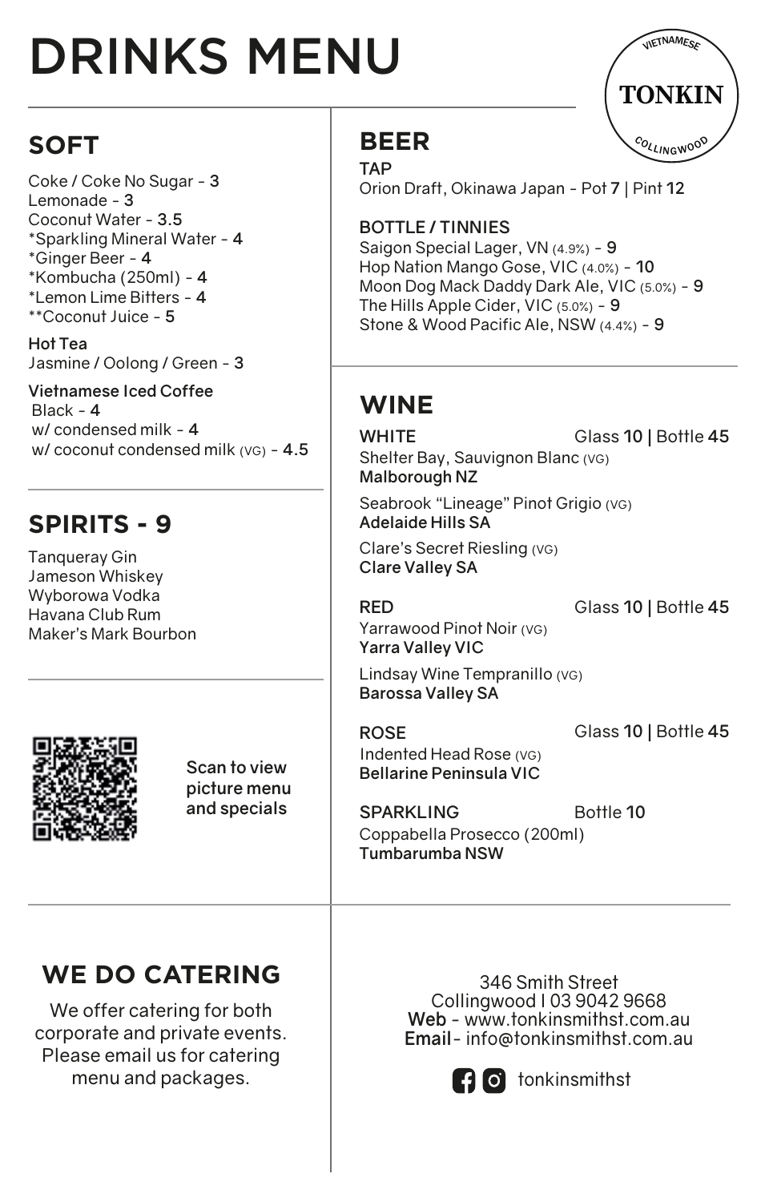# DRINKS MENU

VIETNAMESE
TONKIN
COLLINGWOOD

## SOFT

Coke / Coke No Sugar - **3**
Lemonade - **3**
Coconut Water - **3.5**
*Sparkling Mineral Water - **4**
*Ginger Beer - **4**
*Kombucha (250ml) - **4**
*Lemon Lime Bitters - **4**
**Coconut Juice - **5**

**Hot Tea**
Jasmine / Oolong / Green - **3**

**Vietnamese Iced Coffee**
Black - **4**
w/ condensed milk - **4**
w/ coconut condensed milk (VG) - **4.5**

## SPIRITS - 9

Tanqueray Gin
Jameson Whiskey
Wyborowa Vodka
Havana Club Rum
Maker's Mark Bourbon

**Scan to view picture menu and specials**

## BEER

**TAP**
Orion Draft, Okinawa Japan - Pot **7** | Pint **12**

**BOTTLE / TINNIES**
Saigon Special Lager, VN (4.9%) - **9**
Hop Nation Mango Gose, VIC (4.0%) - **10**
Moon Dog Mack Daddy Dark Ale, VIC (5.0%) - **9**
The Hills Apple Cider, VIC (5.0%) - **9**
Stone & Wood Pacific Ale, NSW (4.4%) - **9**

## WINE

**WHITE** — Glass **10** | Bottle **45**

Shelter Bay, Sauvignon Blanc (VG)
**Malborough NZ**

Seabrook "Lineage" Pinot Grigio (VG)
**Adelaide Hills SA**

Clare's Secret Riesling (VG)
**Clare Valley SA**

**RED** — Glass **10** | Bottle **45**

Yarrawood Pinot Noir (VG)
**Yarra Valley VIC**

Lindsay Wine Tempranillo (VG)
**Barossa Valley SA**

**ROSE** — Glass **10** | Bottle **45**

Indented Head Rose (VG)
**Bellarine Peninsula VIC**

**SPARKLING** — Bottle **10**

Coppabella Prosecco (200ml)
**Tumbarumba NSW**

## WE DO CATERING

We offer catering for both corporate and private events. Please email us for catering menu and packages.

346 Smith Street
Collingwood I 03 9042 9668
**Web** - www.tonkinsmithst.com.au
**Email**- info@tonkinsmithst.com.au

tonkinsmithst